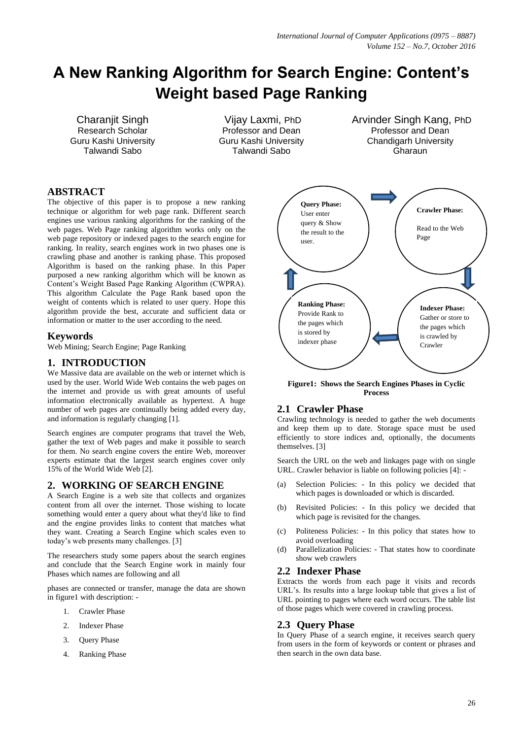# A New Ranking Algorithm for Search Engine: Content's Weight based Page Ranking

Charanjit Singh
Research Scholar
Guru Kashi University
Talwandi Sabo

Vijay Laxmi, PhD
Professor and Dean
Guru Kashi University
Talwandi Sabo

Arvinder Singh Kang, PhD
Professor and Dean
Chandigarh University
Gharaun

## ABSTRACT

The objective of this paper is to propose a new ranking technique or algorithm for web page rank. Different search engines use various ranking algorithms for the ranking of the web pages. Web Page ranking algorithm works only on the web page repository or indexed pages to the search engine for ranking. In reality, search engines work in two phases one is crawling phase and another is ranking phase. This proposed Algorithm is based on the ranking phase. In this Paper purposed a new ranking algorithm which will be known as Content's Weight Based Page Ranking Algorithm (CWPRA). This algorithm Calculate the Page Rank based upon the weight of contents which is related to user query. Hope this algorithm provide the best, accurate and sufficient data or information or matter to the user according to the need.

## Keywords

Web Mining; Search Engine; Page Ranking

## 1. INTRODUCTION

We Massive data are available on the web or internet which is used by the user. World Wide Web contains the web pages on the internet and provide us with great amounts of useful information electronically available as hypertext. A huge number of web pages are continually being added every day, and information is regularly changing [1].

Search engines are computer programs that travel the Web, gather the text of Web pages and make it possible to search for them. No search engine covers the entire Web, moreover experts estimate that the largest search engines cover only 15% of the World Wide Web [2].

## 2. WORKING OF SEARCH ENGINE

A Search Engine is a web site that collects and organizes content from all over the internet. Those wishing to locate something would enter a query about what they'd like to find and the engine provides links to content that matches what they want. Creating a Search Engine which scales even to today's web presents many challenges. [3]

The researchers study some papers about the search engines and conclude that the Search Engine work in mainly four Phases which names are following and all

phases are connected or transfer, manage the data are shown in figure1 with description: -

1. Crawler Phase
2. Indexer Phase
3. Query Phase
4. Ranking Phase

**Query Phase:** User enter query & Show the result to the user.

**Crawler Phase:** Read to the Web Page

**Indexer Phase:** Gather or store to the pages which is crawled by Crawler

**Ranking Phase:** Provide Rank to the pages which is stored by indexer phase

**Figure1: Shows the Search Engines Phases in Cyclic Process**

### 2.1 Crawler Phase

Crawling technology is needed to gather the web documents and keep them up to date. Storage space must be used efficiently to store indices and, optionally, the documents themselves. [3]

Search the URL on the web and linkages page with on single URL. Crawler behavior is liable on following policies [4]: -

(a) Selection Policies: - In this policy we decided that which pages is downloaded or which is discarded.

(b) Revisited Policies: - In this policy we decided that which page is revisited for the changes.

(c) Politeness Policies: - In this policy that states how to avoid overloading

(d) Parallelization Policies: - That states how to coordinate show web crawlers

### 2.2 Indexer Phase

Extracts the words from each page it visits and records URL's. Its results into a large lookup table that gives a list of URL pointing to pages where each word occurs. The table list of those pages which were covered in crawling process.

### 2.3 Query Phase

In Query Phase of a search engine, it receives search query from users in the form of keywords or content or phrases and then search in the own data base.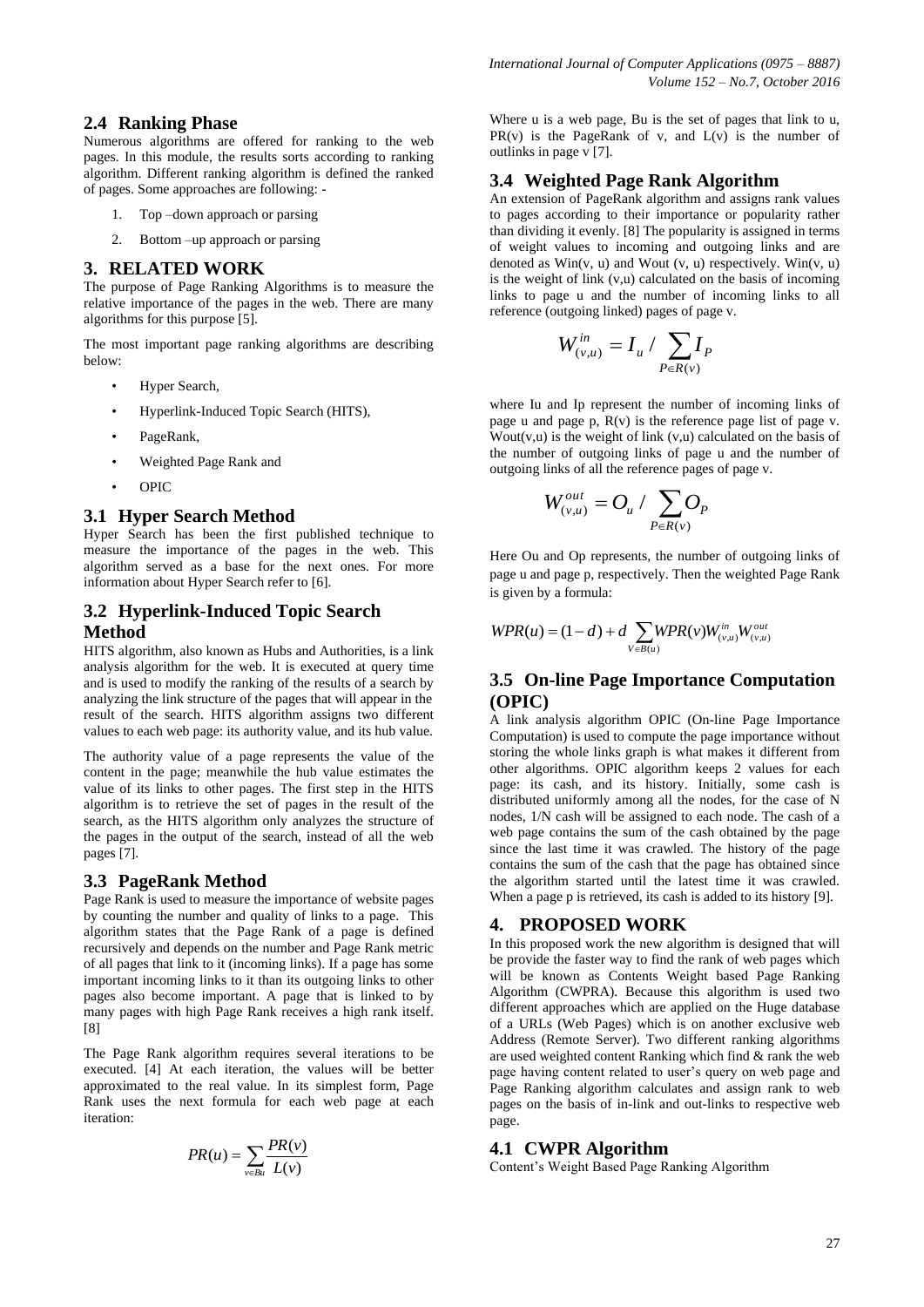## 2.4 Ranking Phase

Numerous algorithms are offered for ranking to the web pages. In this module, the results sorts according to ranking algorithm. Different ranking algorithm is defined the ranked of pages. Some approaches are following: -

1. Top –down approach or parsing
2. Bottom –up approach or parsing

# 3. RELATED WORK

The purpose of Page Ranking Algorithms is to measure the relative importance of the pages in the web. There are many algorithms for this purpose [5].

The most important page ranking algorithms are describing below:

- Hyper Search,
- Hyperlink-Induced Topic Search (HITS),
- PageRank,
- Weighted Page Rank and
- OPIC

## 3.1 Hyper Search Method

Hyper Search has been the first published technique to measure the importance of the pages in the web. This algorithm served as a base for the next ones. For more information about Hyper Search refer to [6].

## 3.2 Hyperlink-Induced Topic Search Method

HITS algorithm, also known as Hubs and Authorities, is a link analysis algorithm for the web. It is executed at query time and is used to modify the ranking of the results of a search by analyzing the link structure of the pages that will appear in the result of the search. HITS algorithm assigns two different values to each web page: its authority value, and its hub value.

The authority value of a page represents the value of the content in the page; meanwhile the hub value estimates the value of its links to other pages. The first step in the HITS algorithm is to retrieve the set of pages in the result of the search, as the HITS algorithm only analyzes the structure of the pages in the output of the search, instead of all the web pages [7].

## 3.3 PageRank Method

Page Rank is used to measure the importance of website pages by counting the number and quality of links to a page. This algorithm states that the Page Rank of a page is defined recursively and depends on the number and Page Rank metric of all pages that link to it (incoming links). If a page has some important incoming links to it than its outgoing links to other pages also become important. A page that is linked to by many pages with high Page Rank receives a high rank itself. [8]

The Page Rank algorithm requires several iterations to be executed. [4] At each iteration, the values will be better approximated to the real value. In its simplest form, Page Rank uses the next formula for each web page at each iteration:

$$PR(u) = \sum_{v \in Bu} \frac{PR(v)}{L(v)}$$

Where u is a web page, Bu is the set of pages that link to u, PR(v) is the PageRank of v, and L(v) is the number of outlinks in page v [7].

## 3.4 Weighted Page Rank Algorithm

An extension of PageRank algorithm and assigns rank values to pages according to their importance or popularity rather than dividing it evenly. [8] The popularity is assigned in terms of weight values to incoming and outgoing links and are denoted as Win(v, u) and Wout (v, u) respectively. Win(v, u) is the weight of link (v,u) calculated on the basis of incoming links to page u and the number of incoming links to all reference (outgoing linked) pages of page v.

$$W^{in}_{(v,u)} = I_u / \sum_{P \in R(v)} I_P$$

where Iu and Ip represent the number of incoming links of page u and page p, R(v) is the reference page list of page v. Wout(v,u) is the weight of link (v,u) calculated on the basis of the number of outgoing links of page u and the number of outgoing links of all the reference pages of page v.

$$W^{out}_{(v,u)} = O_u / \sum_{P \in R(v)} O_P$$

Here Ou and Op represents, the number of outgoing links of page u and page p, respectively. Then the weighted Page Rank is given by a formula:

$$WPR(u) = (1-d) + d \sum_{V \in B(u)} WPR(v) W^{in}_{(v,u)} W^{out}_{(v,u)}$$

## 3.5 On-line Page Importance Computation (OPIC)

A link analysis algorithm OPIC (On-line Page Importance Computation) is used to compute the page importance without storing the whole links graph is what makes it different from other algorithms. OPIC algorithm keeps 2 values for each page: its cash, and its history. Initially, some cash is distributed uniformly among all the nodes, for the case of N nodes, 1/N cash will be assigned to each node. The cash of a web page contains the sum of the cash obtained by the page since the last time it was crawled. The history of the page contains the sum of the cash that the page has obtained since the algorithm started until the latest time it was crawled. When a page p is retrieved, its cash is added to its history [9].

# 4. PROPOSED WORK

In this proposed work the new algorithm is designed that will be provide the faster way to find the rank of web pages which will be known as Contents Weight based Page Ranking Algorithm (CWPRA). Because this algorithm is used two different approaches which are applied on the Huge database of a URLs (Web Pages) which is on another exclusive web Address (Remote Server). Two different ranking algorithms are used weighted content Ranking which find & rank the web page having content related to user's query on web page and Page Ranking algorithm calculates and assign rank to web pages on the basis of in-link and out-links to respective web page.

## 4.1 CWPR Algorithm

Content's Weight Based Page Ranking Algorithm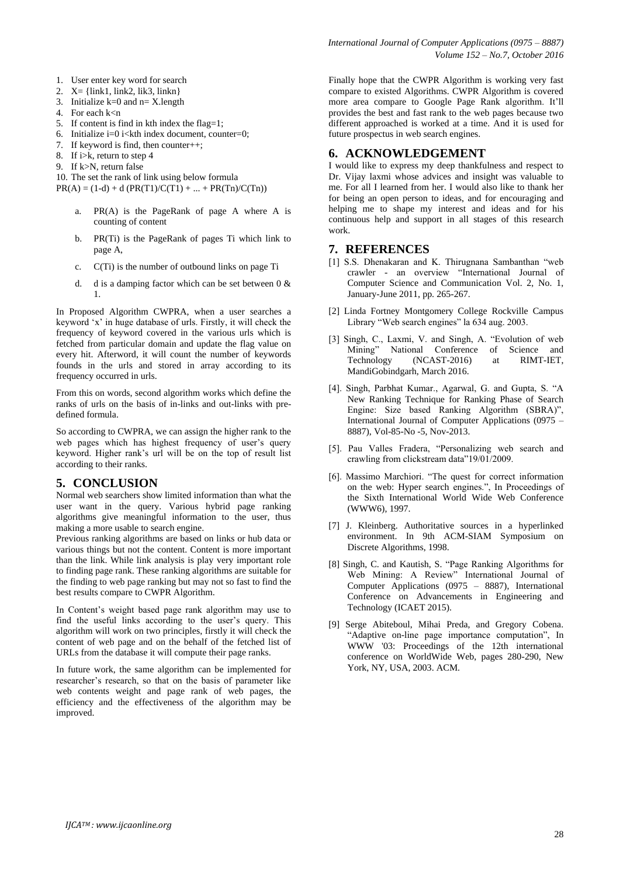1. User enter key word for search
2. X= {link1, link2, lik3, linkn}
3. Initialize k=0 and n= X.length
4. For each k<n
5. If content is find in kth index the flag=1;
6. Initialize i=0 i<kth index document, counter=0;
7. If keyword is find, then counter++;
8. If i>k, return to step 4
9. If k>N, return false
10. The set the rank of link using below formula

$PR(A) = (1-d) + d\,(PR(T1)/C(T1) + ... + PR(Tn)/C(Tn))$

a. PR(A) is the PageRank of page A where A is counting of content
b. PR(Ti) is the PageRank of pages Ti which link to page A,
c. C(Ti) is the number of outbound links on page Ti
d. d is a damping factor which can be set between 0 & 1.

In Proposed Algorithm CWPRA, when a user searches a keyword 'x' in huge database of urls. Firstly, it will check the frequency of keyword covered in the various urls which is fetched from particular domain and update the flag value on every hit. Afterword, it will count the number of keywords founds in the urls and stored in array according to its frequency occurred in urls.

From this on words, second algorithm works which define the ranks of urls on the basis of in-links and out-links with pre-defined formula.

So according to CWPRA, we can assign the higher rank to the web pages which has highest frequency of user's query keyword. Higher rank's url will be on the top of result list according to their ranks.

## 5. CONCLUSION

Normal web searchers show limited information than what the user want in the query. Various hybrid page ranking algorithms give meaningful information to the user, thus making a more usable to search engine.

Previous ranking algorithms are based on links or hub data or various things but not the content. Content is more important than the link. While link analysis is play very important role to finding page rank. These ranking algorithms are suitable for the finding to web page ranking but may not so fast to find the best results compare to CWPR Algorithm.

In Content's weight based page rank algorithm may use to find the useful links according to the user's query. This algorithm will work on two principles, firstly it will check the content of web page and on the behalf of the fetched list of URLs from the database it will compute their page ranks.

In future work, the same algorithm can be implemented for researcher's research, so that on the basis of parameter like web contents weight and page rank of web pages, the efficiency and the effectiveness of the algorithm may be improved.

Finally hope that the CWPR Algorithm is working very fast compare to existed Algorithms. CWPR Algorithm is covered more area compare to Google Page Rank algorithm. It'll provides the best and fast rank to the web pages because two different approached is worked at a time. And it is used for future prospectus in web search engines.

## 6. ACKNOWLEDGEMENT

I would like to express my deep thankfulness and respect to Dr. Vijay laxmi whose advices and insight was valuable to me. For all I learned from her. I would also like to thank her for being an open person to ideas, and for encouraging and helping me to shape my interest and ideas and for his continuous help and support in all stages of this research work.

## 7. REFERENCES

[1] S.S. Dhenakaran and K. Thirugnana Sambanthan "web crawler - an overview "International Journal of Computer Science and Communication Vol. 2, No. 1, January-June 2011, pp. 265-267.

[2] Linda Fortney Montgomery College Rockville Campus Library "Web search engines" la 634 aug. 2003.

[3] Singh, C., Laxmi, V. and Singh, A. "Evolution of web Mining" National Conference of Science and Technology (NCAST-2016) at RIMT-IET, MandiGobindgarh, March 2016.

[4]. Singh, Parbhat Kumar., Agarwal, G. and Gupta, S. "A New Ranking Technique for Ranking Phase of Search Engine: Size based Ranking Algorithm (SBRA)", International Journal of Computer Applications (0975 – 8887), Vol-85-No -5, Nov-2013.

[5]. Pau Valles Fradera, "Personalizing web search and crawling from clickstream data"19/01/2009.

[6]. Massimo Marchiori. "The quest for correct information on the web: Hyper search engines.", In Proceedings of the Sixth International World Wide Web Conference (WWW6), 1997.

[7] J. Kleinberg. Authoritative sources in a hyperlinked environment. In 9th ACM-SIAM Symposium on Discrete Algorithms, 1998.

[8] Singh, C. and Kautish, S. "Page Ranking Algorithms for Web Mining: A Review" International Journal of Computer Applications (0975 – 8887), International Conference on Advancements in Engineering and Technology (ICAET 2015).

[9] Serge Abiteboul, Mihai Preda, and Gregory Cobena. "Adaptive on-line page importance computation", In WWW '03: Proceedings of the 12th international conference on WorldWide Web, pages 280-290, New York, NY, USA, 2003. ACM.